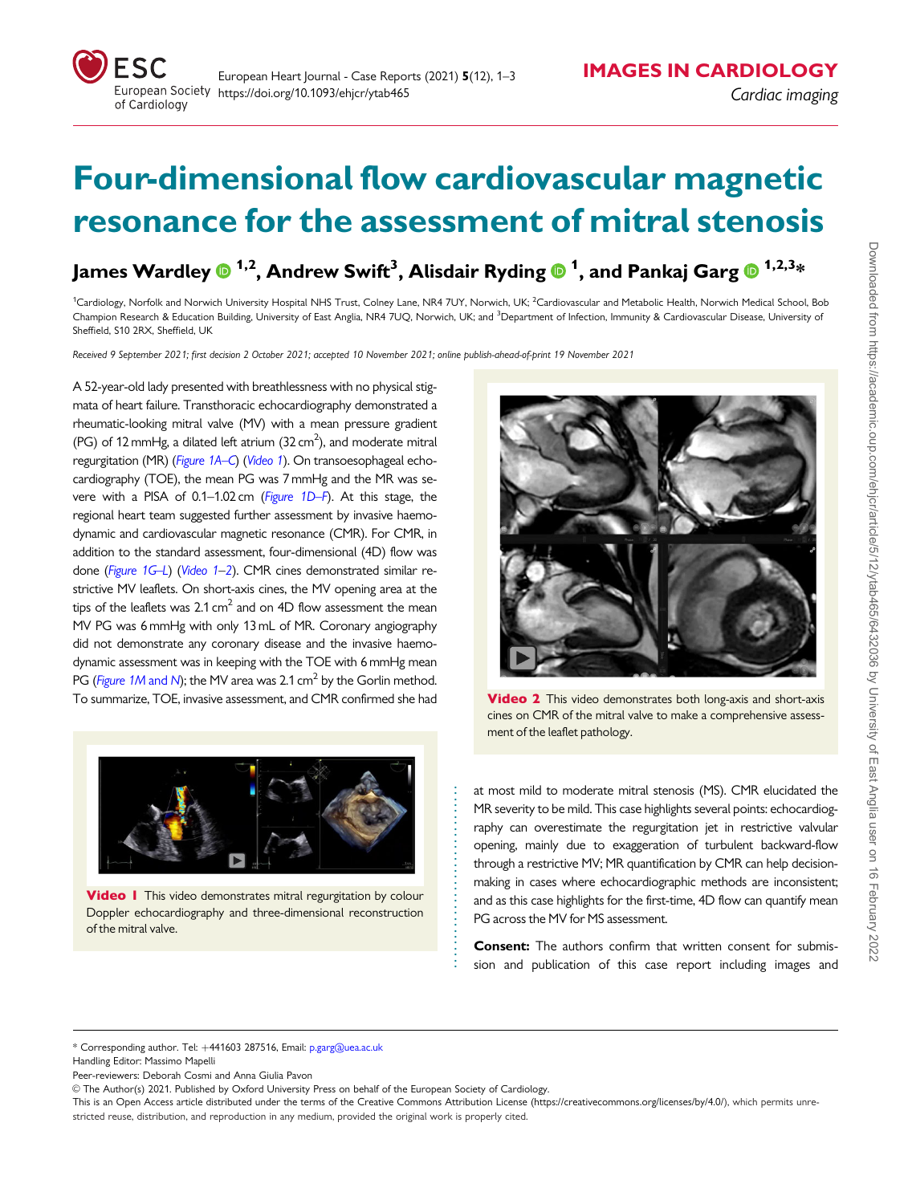# Four-dimensional flow cardiovascular magnetic resonance for the assessment of mitral stenosis

**James Wardley [1,2], Andrew Swift[3], Alisdair Ryding [1], and Pankaj Garg [1,2,3]***

[1]Cardiology, Norfolk and Norwich University Hospital NHS Trust, Colney Lane, NR4 7UY, Norwich, UK; [2]Cardiovascular and Metabolic Health, Norwich Medical School, Bob Champion Research & Education Building, University of East Anglia, NR4 7UQ, Norwich, UK; and [3]Department of Infection, Immunity & Cardiovascular Disease, University of Sheffield, S10 2RX, Sheffield, UK

*Received 9 September 2021; first decision 2 October 2021; accepted 10 November 2021; online publish-ahead-of-print 19 November 2021*

A 52-year-old lady presented with breathlessness with no physical stigmata of heart failure. Transthoracic echocardiography demonstrated a rheumatic-looking mitral valve (MV) with a mean pressure gradient (PG) of 12 mmHg, a dilated left atrium (32 $cm^2$), and moderate mitral regurgitation (MR) (*Figure 1A–C*) (*Video 1*). On transoesophageal echocardiography (TOE), the mean PG was 7 mmHg and the MR was severe with a PISA of 0.1–1.02 cm (*Figure 1D–F*). At this stage, the regional heart team suggested further assessment by invasive haemodynamic and cardiovascular magnetic resonance (CMR). For CMR, in addition to the standard assessment, four-dimensional (4D) flow was done (*Figure 1G–L*) (*Video 1–2*). CMR cines demonstrated similar restrictive MV leaflets. On short-axis cines, the MV opening area at the tips of the leaflets was 2.1 $cm^2$ and on 4D flow assessment the mean MV PG was 6 mmHg with only 13 mL of MR. Coronary angiography did not demonstrate any coronary disease and the invasive haemodynamic assessment was in keeping with the TOE with 6 mmHg mean PG (*Figure 1M and N*); the MV area was 2.1 $cm^2$ by the Gorlin method. To summarize, TOE, invasive assessment, and CMR confirmed she had at most mild to moderate mitral stenosis (MS). CMR elucidated the MR severity to be mild. This case highlights several points: echocardiography can overestimate the regurgitation jet in restrictive valvular opening, mainly due to exaggeration of turbulent backward-flow through a restrictive MV; MR quantification by CMR can help decision-making in cases where echocardiographic methods are inconsistent; and as this case highlights for the first-time, 4D flow can quantify mean PG across the MV for MS assessment.

**Video 1** This video demonstrates mitral regurgitation by colour Doppler echocardiography and three-dimensional reconstruction of the mitral valve.

**Video 2** This video demonstrates both long-axis and short-axis cines on CMR of the mitral valve to make a comprehensive assessment of the leaflet pathology.

**Consent:** The authors confirm that written consent for submission and publication of this case report including images and

---

\* Corresponding author. Tel: +441603 287516, Email: p.garg@uea.ac.uk

Handling Editor: Massimo Mapelli

Peer-reviewers: Deborah Cosmi and Anna Giulia Pavon

© The Author(s) 2021. Published by Oxford University Press on behalf of the European Society of Cardiology.

This is an Open Access article distributed under the terms of the Creative Commons Attribution License (https://creativecommons.org/licenses/by/4.0/), which permits unrestricted reuse, distribution, and reproduction in any medium, provided the original work is properly cited.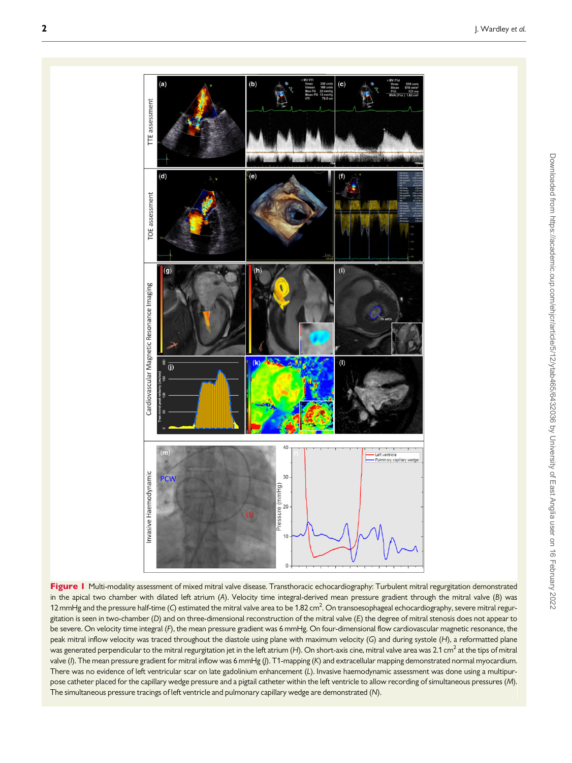**Figure 1** Multi-modality assessment of mixed mitral valve disease. Transthoracic echocardiography: Turbulent mitral regurgitation demonstrated in the apical two chamber with dilated left atrium (*A*). Velocity time integral-derived mean pressure gradient through the mitral valve (*B*) was 12 mmHg and the pressure half-time (*C*) estimated the mitral valve area to be 1.82 $cm^2$. On transoesophageal echocardiography, severe mitral regurgitation is seen in two-chamber (*D*) and on three-dimensional reconstruction of the mitral valve (*E*) the degree of mitral stenosis does not appear to be severe. On velocity time integral (*F*), the mean pressure gradient was 6 mmHg. On four-dimensional flow cardiovascular magnetic resonance, the peak mitral inflow velocity was traced throughout the diastole using plane with maximum velocity (*G*) and during systole (*H*), a reformatted plane was generated perpendicular to the mitral regurgitation jet in the left atrium (*H*). On short-axis cine, mitral valve area was 2.1 $cm^2$ at the tips of mitral valve (*I*). The mean pressure gradient for mitral inflow was 6 mmHg (*J*). T1-mapping (*K*) and extracellular mapping demonstrated normal myocardium. There was no evidence of left ventricular scar on late gadolinium enhancement (*L*). Invasive haemodynamic assessment was done using a multipurpose catheter placed for the capillary wedge pressure and a pigtail catheter within the left ventricle to allow recording of simultaneous pressures (*M*). The simultaneous pressure tracings of left ventricle and pulmonary capillary wedge are demonstrated (*N*).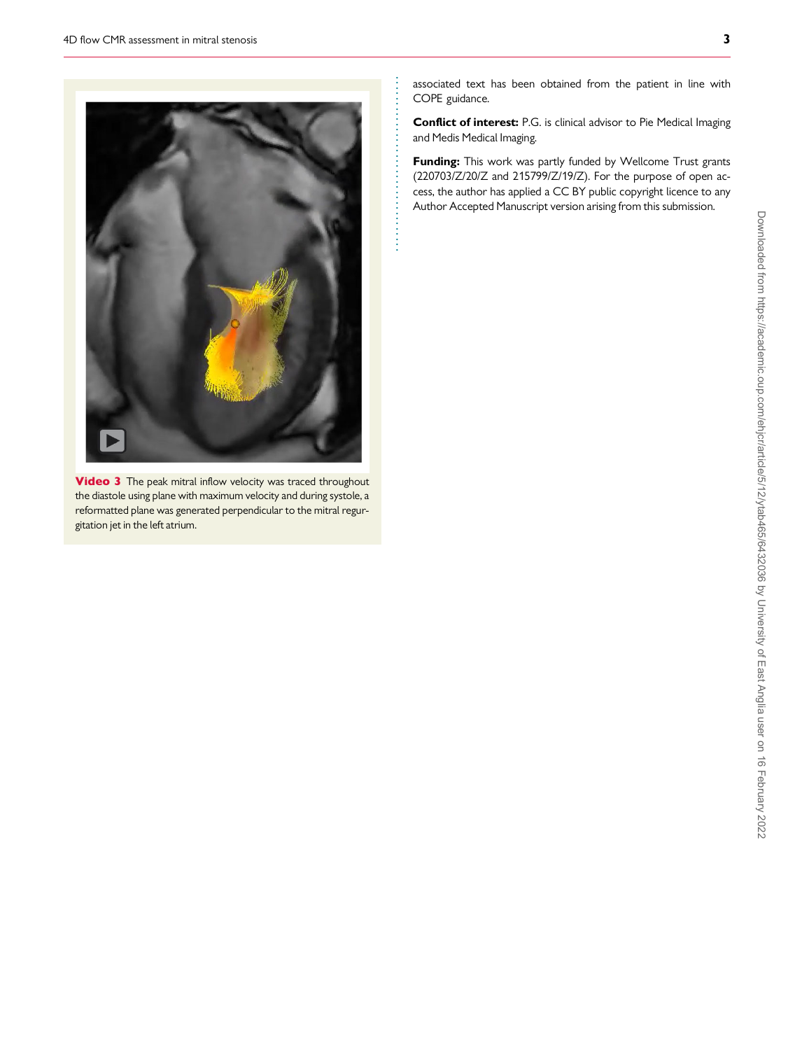**Video 3** The peak mitral inflow velocity was traced throughout the diastole using plane with maximum velocity and during systole, a reformatted plane was generated perpendicular to the mitral regurgitation jet in the left atrium.

associated text has been obtained from the patient in line with COPE guidance.

**Conflict of interest:** P.G. is clinical advisor to Pie Medical Imaging and Medis Medical Imaging.

**Funding:** This work was partly funded by Wellcome Trust grants (220703/Z/20/Z and 215799/Z/19/Z). For the purpose of open access, the author has applied a CC BY public copyright licence to any Author Accepted Manuscript version arising from this submission.